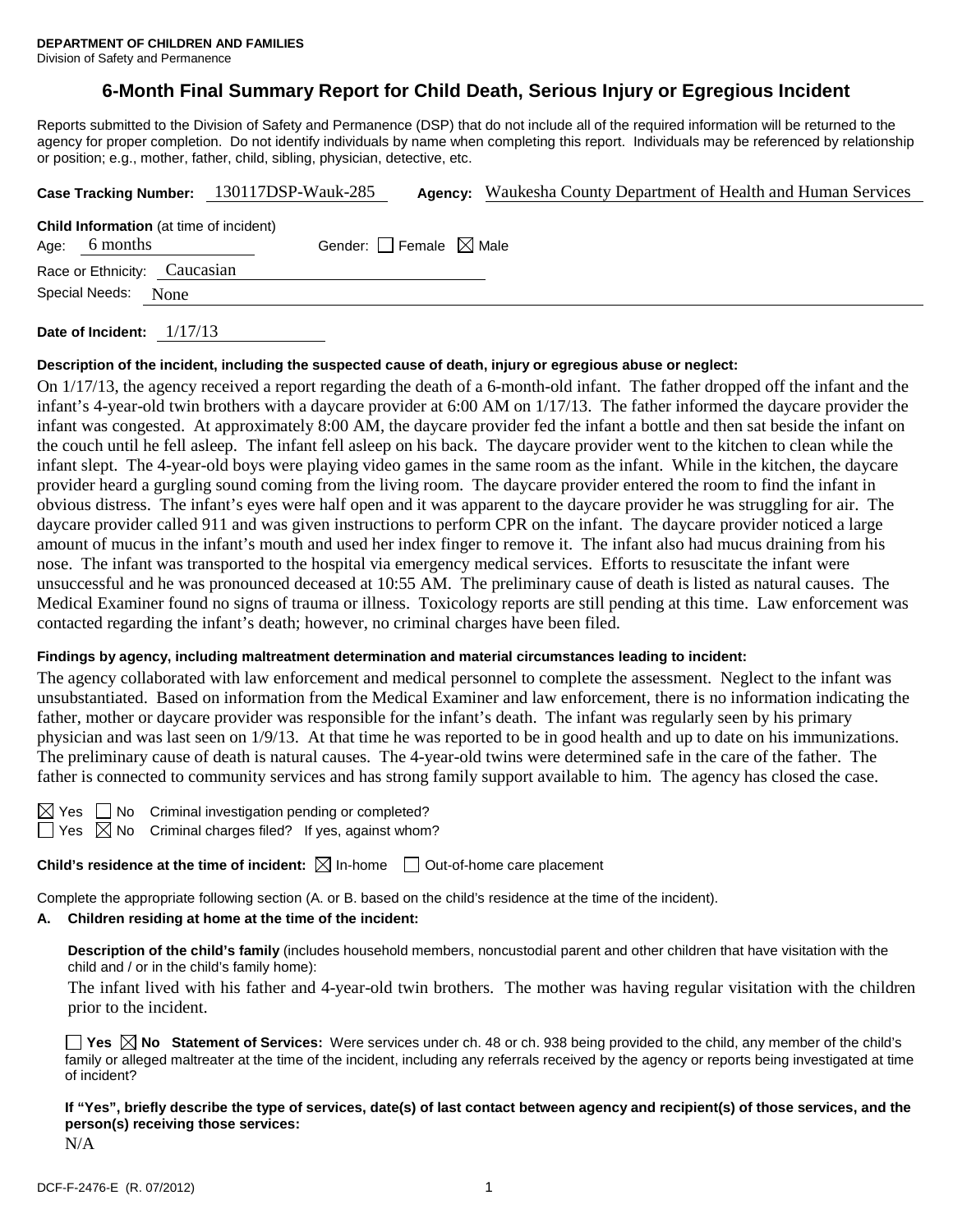**DEPARTMENT OF CHILDREN AND FAMILIES**
Division of Safety and Permanence

# 6-Month Final Summary Report for Child Death, Serious Injury or Egregious Incident

Reports submitted to the Division of Safety and Permanence (DSP) that do not include all of the required information will be returned to the agency for proper completion. Do not identify individuals by name when completing this report. Individuals may be referenced by relationship or position; e.g., mother, father, child, sibling, physician, detective, etc.

**Case Tracking Number:** 130117DSP-Wauk-285 **Agency:** Waukesha County Department of Health and Human Services

**Child Information** (at time of incident)
Age: 6 months Gender: ☐ Female ☒ Male
Race or Ethnicity: Caucasian
Special Needs: None

**Date of Incident:** 1/17/13

**Description of the incident, including the suspected cause of death, injury or egregious abuse or neglect:**

On 1/17/13, the agency received a report regarding the death of a 6-month-old infant. The father dropped off the infant and the infant's 4-year-old twin brothers with a daycare provider at 6:00 AM on 1/17/13. The father informed the daycare provider the infant was congested. At approximately 8:00 AM, the daycare provider fed the infant a bottle and then sat beside the infant on the couch until he fell asleep. The infant fell asleep on his back. The daycare provider went to the kitchen to clean while the infant slept. The 4-year-old boys were playing video games in the same room as the infant. While in the kitchen, the daycare provider heard a gurgling sound coming from the living room. The daycare provider entered the room to find the infant in obvious distress. The infant's eyes were half open and it was apparent to the daycare provider he was struggling for air. The daycare provider called 911 and was given instructions to perform CPR on the infant. The daycare provider noticed a large amount of mucus in the infant's mouth and used her index finger to remove it. The infant also had mucus draining from his nose. The infant was transported to the hospital via emergency medical services. Efforts to resuscitate the infant were unsuccessful and he was pronounced deceased at 10:55 AM. The preliminary cause of death is listed as natural causes. The Medical Examiner found no signs of trauma or illness. Toxicology reports are still pending at this time. Law enforcement was contacted regarding the infant's death; however, no criminal charges have been filed.

**Findings by agency, including maltreatment determination and material circumstances leading to incident:**

The agency collaborated with law enforcement and medical personnel to complete the assessment. Neglect to the infant was unsubstantiated. Based on information from the Medical Examiner and law enforcement, there is no information indicating the father, mother or daycare provider was responsible for the infant's death. The infant was regularly seen by his primary physician and was last seen on 1/9/13. At that time he was reported to be in good health and up to date on his immunizations. The preliminary cause of death is natural causes. The 4-year-old twins were determined safe in the care of the father. The father is connected to community services and has strong family support available to him. The agency has closed the case.

☒ Yes ☐ No Criminal investigation pending or completed?
☐ Yes ☒ No Criminal charges filed? If yes, against whom?

**Child's residence at the time of incident:** ☒ In-home ☐ Out-of-home care placement

Complete the appropriate following section (A. or B. based on the child's residence at the time of the incident).

**A. Children residing at home at the time of the incident:**

**Description of the child's family** (includes household members, noncustodial parent and other children that have visitation with the child and / or in the child's family home):

The infant lived with his father and 4-year-old twin brothers. The mother was having regular visitation with the children prior to the incident.

☐ **Yes** ☒ **No Statement of Services:** Were services under ch. 48 or ch. 938 being provided to the child, any member of the child's family or alleged maltreater at the time of the incident, including any referrals received by the agency or reports being investigated at time of incident?

**If "Yes", briefly describe the type of services, date(s) of last contact between agency and recipient(s) of those services, and the person(s) receiving those services:**

N/A

DCF-F-2476-E (R. 07/2012)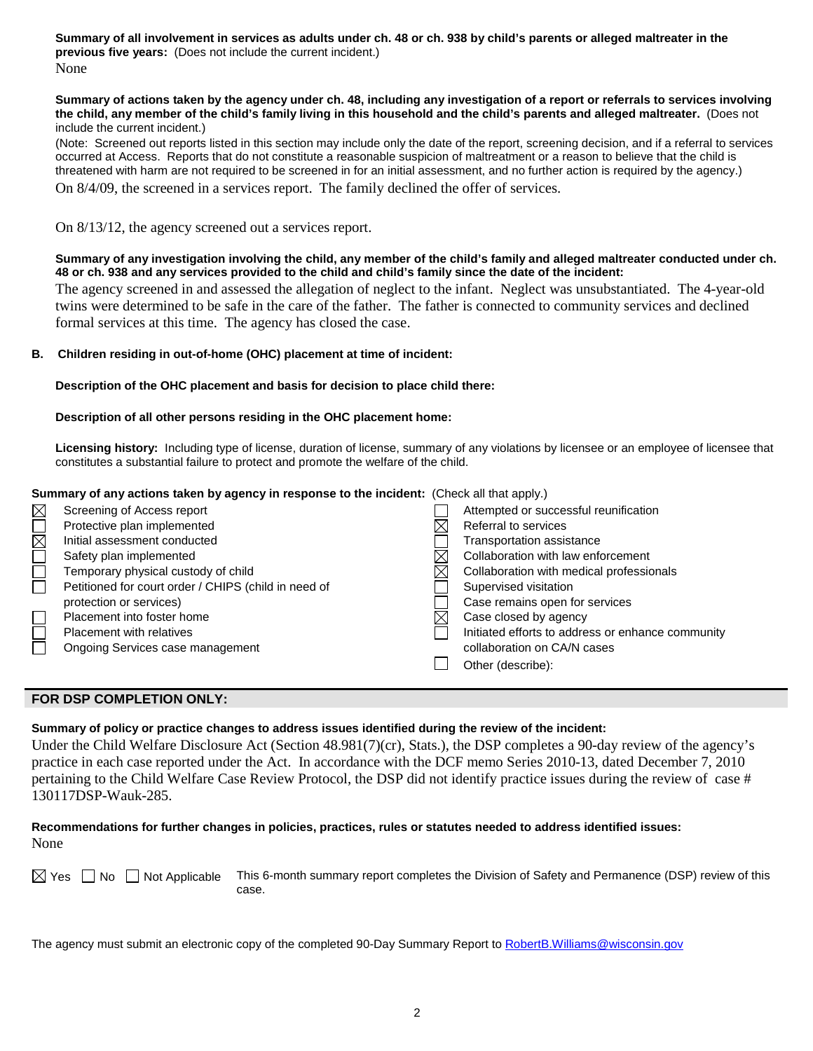**Summary of all involvement in services as adults under ch. 48 or ch. 938 by child's parents or alleged maltreater in the previous five years:** (Does not include the current incident.)

None

**Summary of actions taken by the agency under ch. 48, including any investigation of a report or referrals to services involving the child, any member of the child's family living in this household and the child's parents and alleged maltreater.** (Does not include the current incident.)

(Note: Screened out reports listed in this section may include only the date of the report, screening decision, and if a referral to services occurred at Access. Reports that do not constitute a reasonable suspicion of maltreatment or a reason to believe that the child is threatened with harm are not required to be screened in for an initial assessment, and no further action is required by the agency.)

On 8/4/09, the screened in a services report. The family declined the offer of services.

On 8/13/12, the agency screened out a services report.

**Summary of any investigation involving the child, any member of the child's family and alleged maltreater conducted under ch. 48 or ch. 938 and any services provided to the child and child's family since the date of the incident:**

The agency screened in and assessed the allegation of neglect to the infant. Neglect was unsubstantiated. The 4-year-old twins were determined to be safe in the care of the father. The father is connected to community services and declined formal services at this time. The agency has closed the case.

**B. Children residing in out-of-home (OHC) placement at time of incident:**

**Description of the OHC placement and basis for decision to place child there:**

**Description of all other persons residing in the OHC placement home:**

**Licensing history:** Including type of license, duration of license, summary of any violations by licensee or an employee of licensee that constitutes a substantial failure to protect and promote the welfare of the child.

**Summary of any actions taken by agency in response to the incident:** (Check all that apply.)

- ☒ Screening of Access report
- ☐ Protective plan implemented
- ☒ Initial assessment conducted
- ☐ Safety plan implemented
- ☐ Temporary physical custody of child
- ☐ Petitioned for court order / CHIPS (child in need of protection or services)
- ☐ Placement into foster home
- ☐ Placement with relatives
- ☐ Ongoing Services case management
- ☐ Attempted or successful reunification
- ☒ Referral to services
- ☐ Transportation assistance
- ☒ Collaboration with law enforcement
- ☒ Collaboration with medical professionals
- ☐ Supervised visitation
- ☐ Case remains open for services
- ☒ Case closed by agency
- ☐ Initiated efforts to address or enhance community collaboration on CA/N cases
- ☐ Other (describe):

## FOR DSP COMPLETION ONLY:

**Summary of policy or practice changes to address issues identified during the review of the incident:**

Under the Child Welfare Disclosure Act (Section 48.981(7)(cr), Stats.), the DSP completes a 90-day review of the agency's practice in each case reported under the Act. In accordance with the DCF memo Series 2010-13, dated December 7, 2010 pertaining to the Child Welfare Case Review Protocol, the DSP did not identify practice issues during the review of case # 130117DSP-Wauk-285.

**Recommendations for further changes in policies, practices, rules or statutes needed to address identified issues:**

None

☒ Yes ☐ No ☐ Not Applicable This 6-month summary report completes the Division of Safety and Permanence (DSP) review of this case.

The agency must submit an electronic copy of the completed 90-Day Summary Report to RobertB.Williams@wisconsin.gov